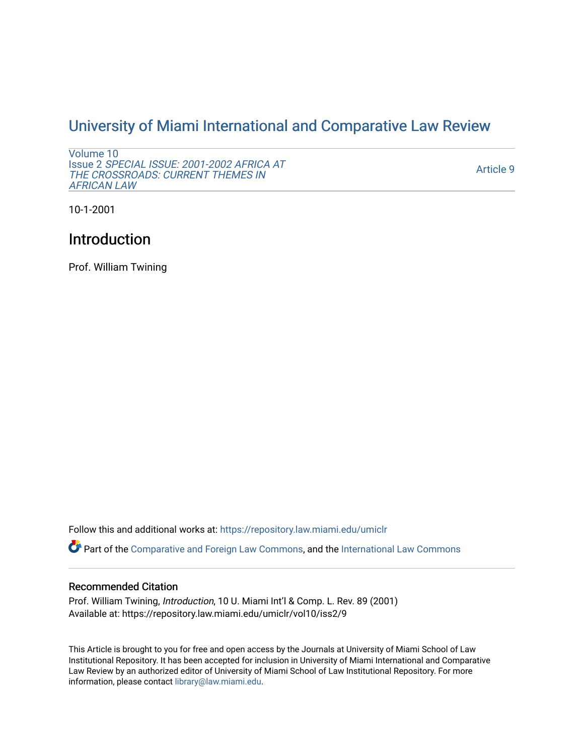# University of Miami International and Comparative Law Review

Volume 10
Issue 2 *SPECIAL ISSUE: 2001-2002 AFRICA AT THE CROSSROADS: CURRENT THEMES IN AFRICAN LAW*

Article 9

10-1-2001

## Introduction

Prof. William Twining

Follow this and additional works at: https://repository.law.miami.edu/umiclr

Part of the Comparative and Foreign Law Commons, and the International Law Commons

### Recommended Citation

Prof. William Twining, *Introduction*, 10 U. Miami Int'l & Comp. L. Rev. 89 (2001)
Available at: https://repository.law.miami.edu/umiclr/vol10/iss2/9

This Article is brought to you for free and open access by the Journals at University of Miami School of Law Institutional Repository. It has been accepted for inclusion in University of Miami International and Comparative Law Review by an authorized editor of University of Miami School of Law Institutional Repository. For more information, please contact library@law.miami.edu.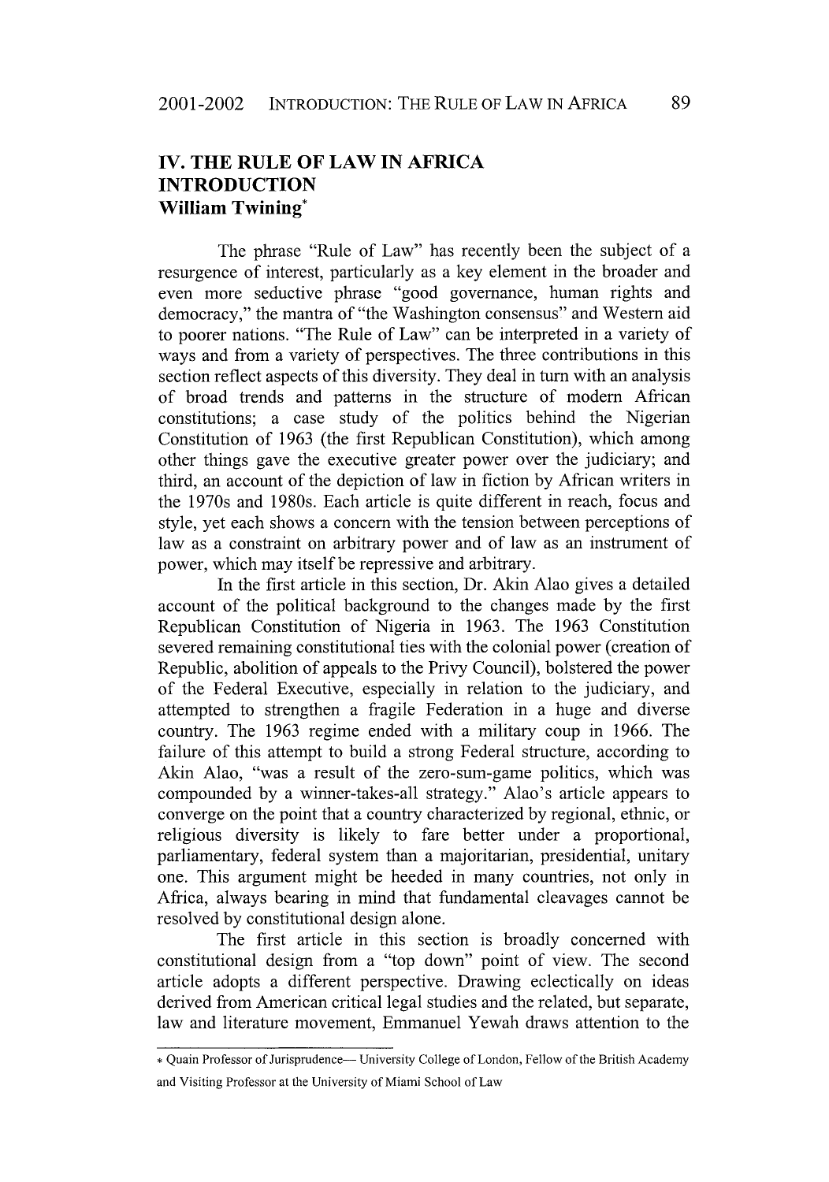## IV. THE RULE OF LAW IN AFRICA INTRODUCTION

### William Twining*

The phrase "Rule of Law" has recently been the subject of a resurgence of interest, particularly as a key element in the broader and even more seductive phrase "good governance, human rights and democracy," the mantra of "the Washington consensus" and Western aid to poorer nations. "The Rule of Law" can be interpreted in a variety of ways and from a variety of perspectives. The three contributions in this section reflect aspects of this diversity. They deal in turn with an analysis of broad trends and patterns in the structure of modern African constitutions; a case study of the politics behind the Nigerian Constitution of 1963 (the first Republican Constitution), which among other things gave the executive greater power over the judiciary; and third, an account of the depiction of law in fiction by African writers in the 1970s and 1980s. Each article is quite different in reach, focus and style, yet each shows a concern with the tension between perceptions of law as a constraint on arbitrary power and of law as an instrument of power, which may itself be repressive and arbitrary.

In the first article in this section, Dr. Akin Alao gives a detailed account of the political background to the changes made by the first Republican Constitution of Nigeria in 1963. The 1963 Constitution severed remaining constitutional ties with the colonial power (creation of Republic, abolition of appeals to the Privy Council), bolstered the power of the Federal Executive, especially in relation to the judiciary, and attempted to strengthen a fragile Federation in a huge and diverse country. The 1963 regime ended with a military coup in 1966. The failure of this attempt to build a strong Federal structure, according to Akin Alao, "was a result of the zero-sum-game politics, which was compounded by a winner-takes-all strategy." Alao's article appears to converge on the point that a country characterized by regional, ethnic, or religious diversity is likely to fare better under a proportional, parliamentary, federal system than a majoritarian, presidential, unitary one. This argument might be heeded in many countries, not only in Africa, always bearing in mind that fundamental cleavages cannot be resolved by constitutional design alone.

The first article in this section is broadly concerned with constitutional design from a "top down" point of view. The second article adopts a different perspective. Drawing eclectically on ideas derived from American critical legal studies and the related, but separate, law and literature movement, Emmanuel Yewah draws attention to the

---

\* Quain Professor of Jurisprudence— University College of London, Fellow of the British Academy and Visiting Professor at the University of Miami School of Law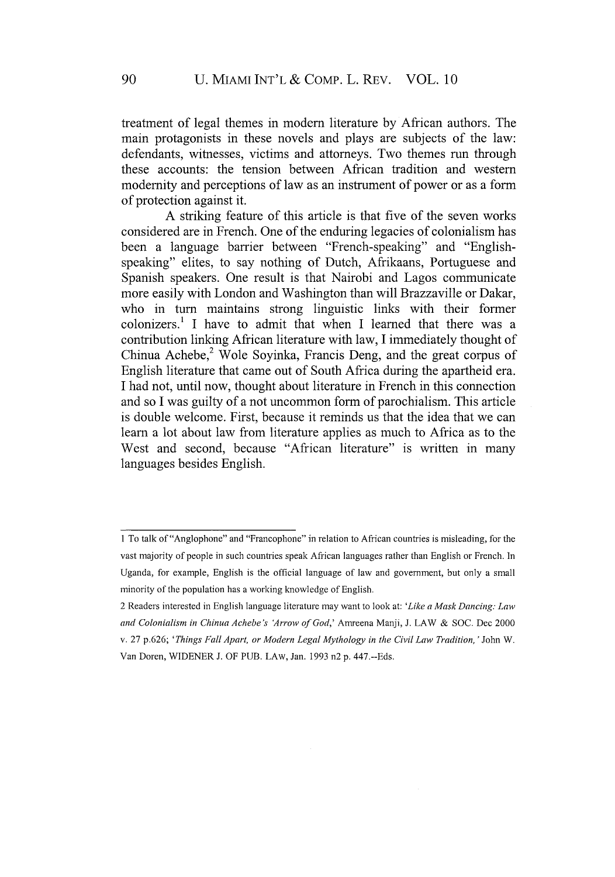treatment of legal themes in modern literature by African authors. The main protagonists in these novels and plays are subjects of the law: defendants, witnesses, victims and attorneys. Two themes run through these accounts: the tension between African tradition and western modernity and perceptions of law as an instrument of power or as a form of protection against it.

A striking feature of this article is that five of the seven works considered are in French. One of the enduring legacies of colonialism has been a language barrier between "French-speaking" and "English-speaking" elites, to say nothing of Dutch, Afrikaans, Portuguese and Spanish speakers. One result is that Nairobi and Lagos communicate more easily with London and Washington than will Brazzaville or Dakar, who in turn maintains strong linguistic links with their former colonizers.[1] I have to admit that when I learned that there was a contribution linking African literature with law, I immediately thought of Chinua Achebe,[2] Wole Soyinka, Francis Deng, and the great corpus of English literature that came out of South Africa during the apartheid era. I had not, until now, thought about literature in French in this connection and so I was guilty of a not uncommon form of parochialism. This article is double welcome. First, because it reminds us that the idea that we can learn a lot about law from literature applies as much to Africa as to the West and second, because "African literature" is written in many languages besides English.

---

1 To talk of "Anglophone" and "Francophone" in relation to African countries is misleading, for the vast majority of people in such countries speak African languages rather than English or French. In Uganda, for example, English is the official language of law and government, but only a small minority of the population has a working knowledge of English.

2 Readers interested in English language literature may want to look at: '*Like a Mask Dancing: Law and Colonialism in Chinua Achebe's 'Arrow of God*,' Amreena Manji, J. LAW & SOC. Dec 2000 v. 27 p.626; '*Things Fall Apart, or Modern Legal Mythology in the Civil Law Tradition*,' John W. Van Doren, WIDENER J. OF PUB. LAW, Jan. 1993 n2 p. 447.--Eds.